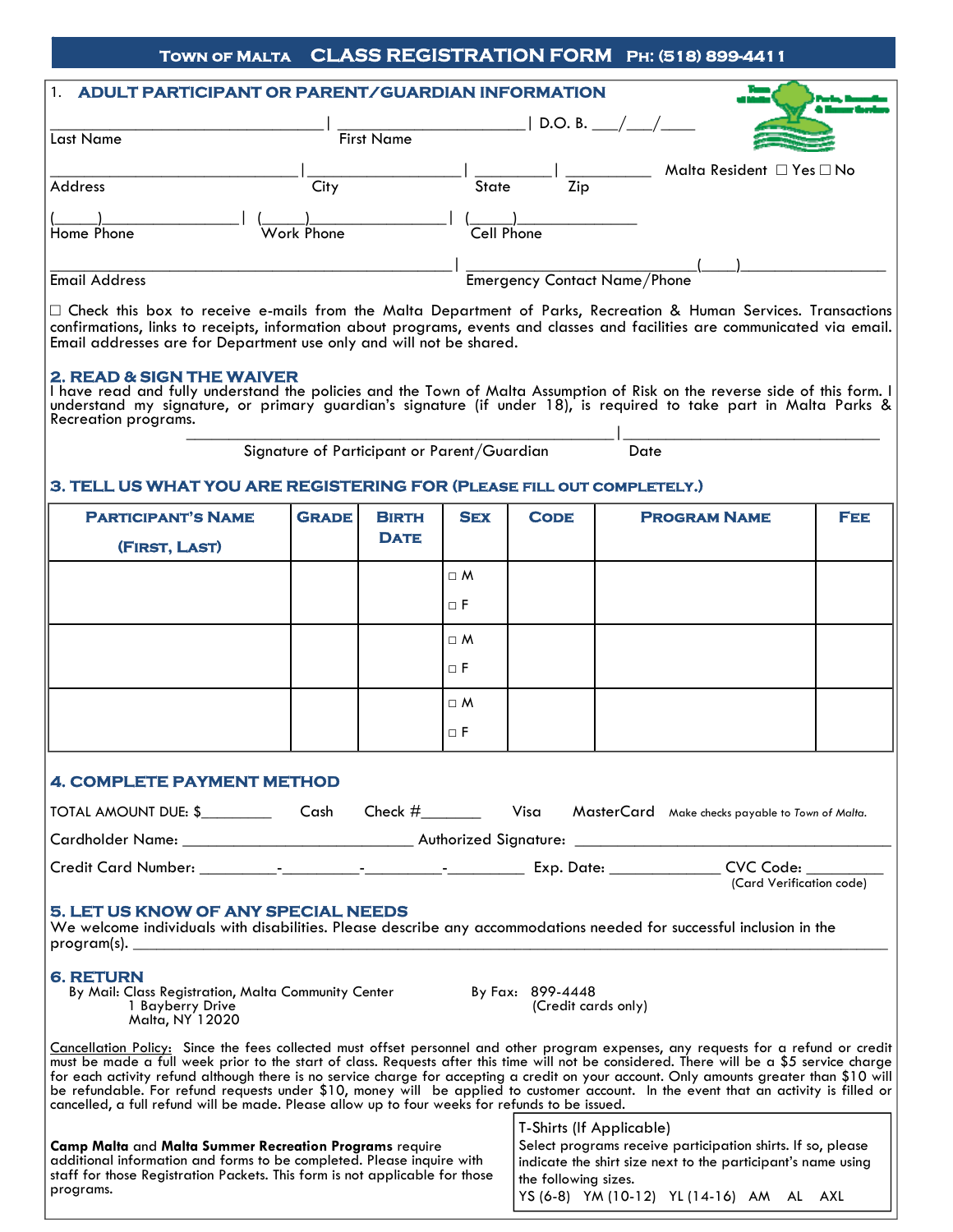# Town of Malta CLASS REGISTRATION FORM Ph: (518) 899-4411

## 1. ADULT PARTICIPANT OR PARENT/GUARDIAN INFORMATION

_______________________________ | ____________________ | D.O.B. ___/___/____
Last Name | First Name

____________________________ | _________________ | _________ | __________ Malta Resident ☐ Yes ☐ No
Address | City | State | Zip

(_____)______________ | (_____)______________ | (_____)_____________
Home Phone | Work Phone | Cell Phone

_____________________________________________ | _________________________(____)________________
Email Address | Emergency Contact Name/Phone

☐ Check this box to receive e-mails from the Malta Department of Parks, Recreation & Human Services. Transactions confirmations, links to receipts, information about programs, events and classes and facilities are communicated via email. Email addresses are for Department use only and will not be shared.

## 2. READ & SIGN THE WAIVER

I have read and fully understand the policies and the Town of Malta Assumption of Risk on the reverse side of this form. I understand my signature, or primary guardian's signature (if under 18), is required to take part in Malta Parks & Recreation programs.

_______________________________________________ | ____________________________
Signature of Participant or Parent/Guardian | Date

## 3. TELL US WHAT YOU ARE REGISTERING FOR (Please fill out completely.)

| Participant's Name (First, Last) | Grade | Birth Date | Sex | Code | Program Name | Fee |
|---|---|---|---|---|---|---|
| | | | ☐ M ☐ F | | | |
| | | | ☐ M ☐ F | | | |
| | | | ☐ M ☐ F | | | |

## 4. COMPLETE PAYMENT METHOD

TOTAL AMOUNT DUE: $_________ Cash Check #_______ Visa MasterCard Make checks payable to *Town of Malta.*

Cardholder Name: ___________________________ Authorized Signature: ___________________________________

Credit Card Number: _________-_________-_________-_________ Exp. Date: _____________ CVC Code: _________ (Card Verification code)

## 5. LET US KNOW OF ANY SPECIAL NEEDS

We welcome individuals with disabilities. Please describe any accommodations needed for successful inclusion in the program(s). ______________________________________________________________________________

## 6. RETURN

By Mail: Class Registration, Malta Community Center
1 Bayberry Drive
Malta, NY 12020

By Fax: 899-4448
(Credit cards only)

Cancellation Policy: Since the fees collected must offset personnel and other program expenses, any requests for a refund or credit must be made a full week prior to the start of class. Requests after this time will not be considered. There will be a $5 service charge for each activity refund although there is no service charge for accepting a credit on your account. Only amounts greater than $10 will be refundable. For refund requests under $10, money will be applied to customer account. In the event that an activity is filled or cancelled, a full refund will be made. Please allow up to four weeks for refunds to be issued.

**Camp Malta** and **Malta Summer Recreation Programs** require additional information and forms to be completed. Please inquire with staff for those Registration Packets. This form is not applicable for those programs.

T-Shirts (If Applicable)
Select programs receive participation shirts. If so, please indicate the shirt size next to the participant's name using the following sizes.
YS (6-8) YM (10-12) YL (14-16) AM AL AXL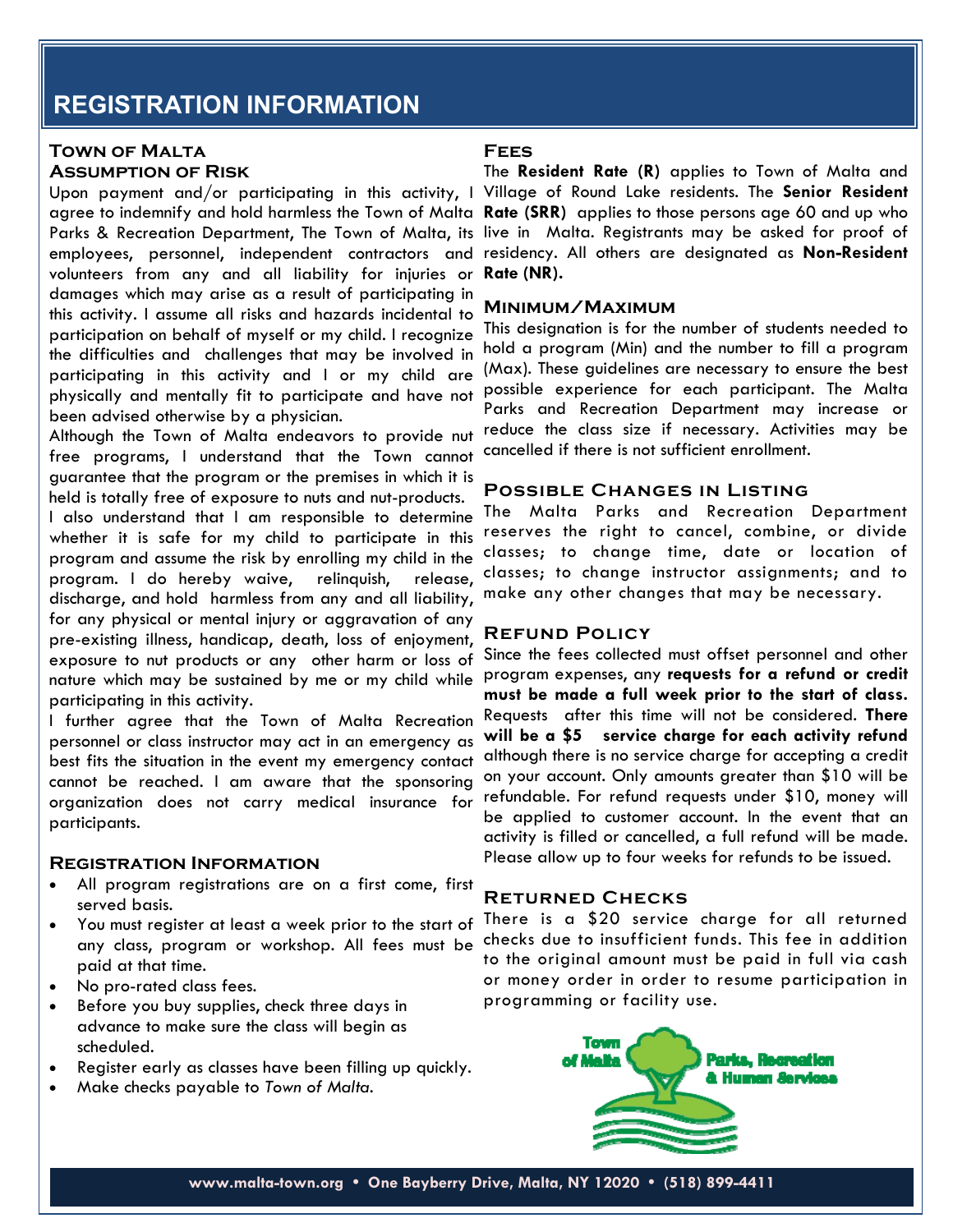# REGISTRATION INFORMATION

### Town of Malta Assumption of Risk

Upon payment and/or participating in this activity, I agree to indemnify and hold harmless the Town of Malta Parks & Recreation Department, The Town of Malta, its employees, personnel, independent contractors and volunteers from any and all liability for injuries or damages which may arise as a result of participating in this activity. I assume all risks and hazards incidental to participation on behalf of myself or my child. I recognize the difficulties and challenges that may be involved in participating in this activity and I or my child are physically and mentally fit to participate and have not been advised otherwise by a physician.

Although the Town of Malta endeavors to provide nut free programs, I understand that the Town cannot guarantee that the program or the premises in which it is held is totally free of exposure to nuts and nut-products.

I also understand that I am responsible to determine whether it is safe for my child to participate in this program and assume the risk by enrolling my child in the program. I do hereby waive, relinquish, release, discharge, and hold harmless from any and all liability, for any physical or mental injury or aggravation of any pre-existing illness, handicap, death, loss of enjoyment, exposure to nut products or any other harm or loss of nature which may be sustained by me or my child while participating in this activity.

I further agree that the Town of Malta Recreation personnel or class instructor may act in an emergency as best fits the situation in the event my emergency contact cannot be reached. I am aware that the sponsoring organization does not carry medical insurance for participants.

### Registration Information

- All program registrations are on a first come, first served basis.
- You must register at least a week prior to the start of any class, program or workshop. All fees must be paid at that time.
- No pro-rated class fees.
- Before you buy supplies, check three days in advance to make sure the class will begin as scheduled.
- Register early as classes have been filling up quickly.
- Make checks payable to *Town of Malta.*

### Fees

The **Resident Rate (R)** applies to Town of Malta and Village of Round Lake residents. The **Senior Resident Rate (SRR)** applies to those persons age 60 and up who live in Malta. Registrants may be asked for proof of residency. All others are designated as **Non-Resident Rate (NR).**

### Minimum/Maximum

This designation is for the number of students needed to hold a program (Min) and the number to fill a program (Max). These guidelines are necessary to ensure the best possible experience for each participant. The Malta Parks and Recreation Department may increase or reduce the class size if necessary. Activities may be cancelled if there is not sufficient enrollment.

### Possible Changes in Listing

The Malta Parks and Recreation Department reserves the right to cancel, combine, or divide classes; to change time, date or location of classes; to change instructor assignments; and to make any other changes that may be necessary.

### Refund Policy

Since the fees collected must offset personnel and other program expenses, any **requests for a refund or credit must be made a full week prior to the start of class.** Requests after this time will not be considered. **There will be a $5 service charge for each activity refund** although there is no service charge for accepting a credit on your account. Only amounts greater than $10 will be refundable. For refund requests under $10, money will be applied to customer account. In the event that an activity is filled or cancelled, a full refund will be made. Please allow up to four weeks for refunds to be issued.

### Returned Checks

There is a $20 service charge for all returned checks due to insufficient funds. This fee in addition to the original amount must be paid in full via cash or money order in order to resume participation in programming or facility use.

Town of Malta Parks, Recreation & Human Services

www.malta-town.org • One Bayberry Drive, Malta, NY 12020 • (518) 899-4411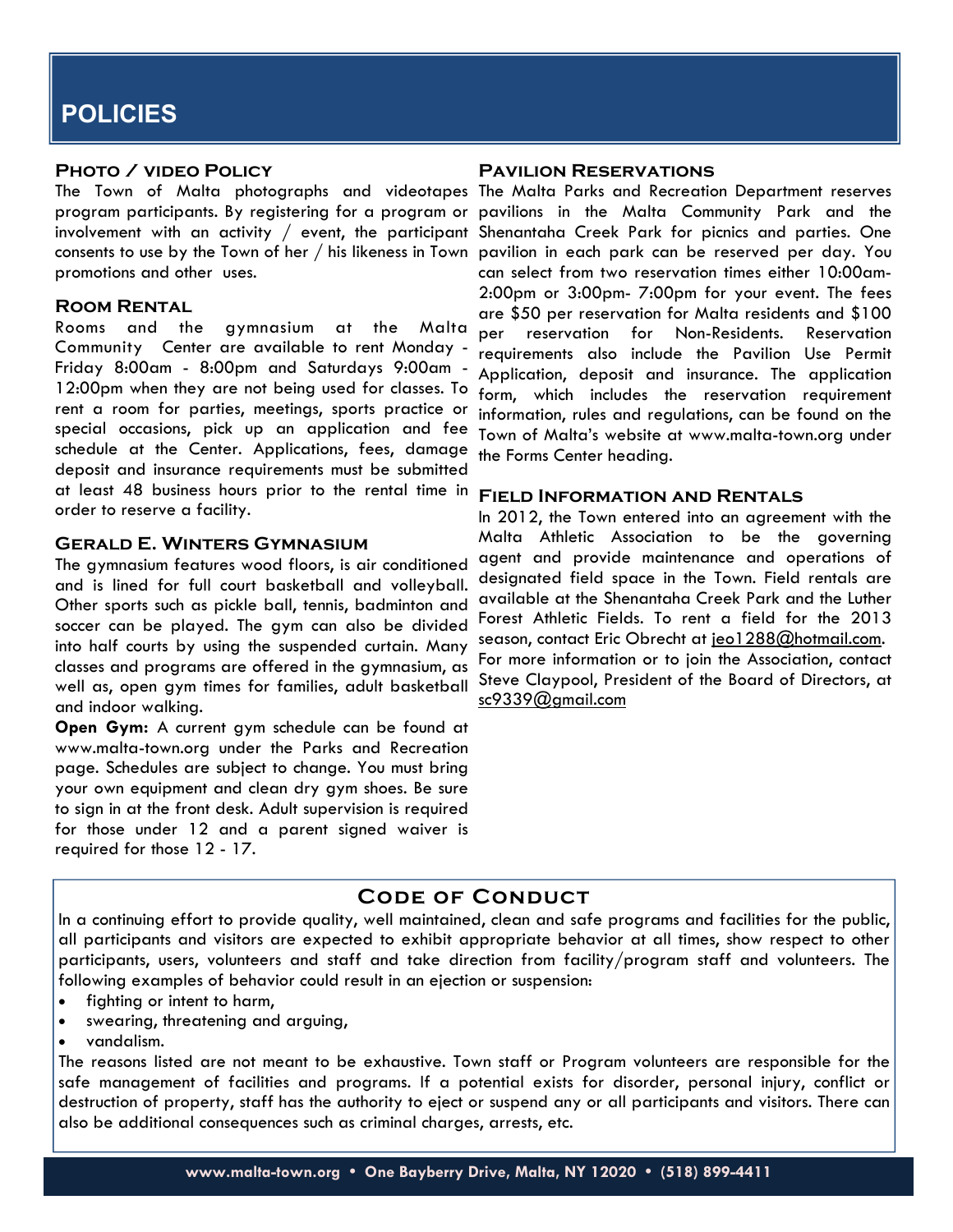# POLICIES

## Photo / video Policy

The Town of Malta photographs and videotapes program participants. By registering for a program or involvement with an activity / event, the participant consents to use by the Town of her / his likeness in Town promotions and other uses.

## Room Rental

Rooms and the gymnasium at the Malta Community Center are available to rent Monday - Friday 8:00am - 8:00pm and Saturdays 9:00am - 12:00pm when they are not being used for classes. To rent a room for parties, meetings, sports practice or special occasions, pick up an application and fee schedule at the Center. Applications, fees, damage deposit and insurance requirements must be submitted at least 48 business hours prior to the rental time in order to reserve a facility.

## Gerald E. Winters Gymnasium

The gymnasium features wood floors, is air conditioned and is lined for full court basketball and volleyball. Other sports such as pickle ball, tennis, badminton and soccer can be played. The gym can also be divided into half courts by using the suspended curtain. Many classes and programs are offered in the gymnasium, as well as, open gym times for families, adult basketball and indoor walking.

**Open Gym:** A current gym schedule can be found at www.malta-town.org under the Parks and Recreation page. Schedules are subject to change. You must bring your own equipment and clean dry gym shoes. Be sure to sign in at the front desk. Adult supervision is required for those under 12 and a parent signed waiver is required for those 12 - 17.

## Pavilion Reservations

The Malta Parks and Recreation Department reserves pavilions in the Malta Community Park and the Shenantaha Creek Park for picnics and parties. One pavilion in each park can be reserved per day. You can select from two reservation times either 10:00am-2:00pm or 3:00pm- 7:00pm for your event. The fees are $50 per reservation for Malta residents and $100 per reservation for Non-Residents. Reservation requirements also include the Pavilion Use Permit Application, deposit and insurance. The application form, which includes the reservation requirement information, rules and regulations, can be found on the Town of Malta's website at www.malta-town.org under the Forms Center heading.

## Field Information and Rentals

In 2012, the Town entered into an agreement with the Malta Athletic Association to be the governing agent and provide maintenance and operations of designated field space in the Town. Field rentals are available at the Shenantaha Creek Park and the Luther Forest Athletic Fields. To rent a field for the 2013 season, contact Eric Obrecht at jeo1288@hotmail.com. For more information or to join the Association, contact Steve Claypool, President of the Board of Directors, at sc9339@gmail.com

## Code of Conduct

In a continuing effort to provide quality, well maintained, clean and safe programs and facilities for the public, all participants and visitors are expected to exhibit appropriate behavior at all times, show respect to other participants, users, volunteers and staff and take direction from facility/program staff and volunteers. The following examples of behavior could result in an ejection or suspension:

- fighting or intent to harm,
- swearing, threatening and arguing,
- vandalism.

The reasons listed are not meant to be exhaustive. Town staff or Program volunteers are responsible for the safe management of facilities and programs. If a potential exists for disorder, personal injury, conflict or destruction of property, staff has the authority to eject or suspend any or all participants and visitors. There can also be additional consequences such as criminal charges, arrests, etc.

www.malta-town.org • One Bayberry Drive, Malta, NY 12020 • (518) 899-4411